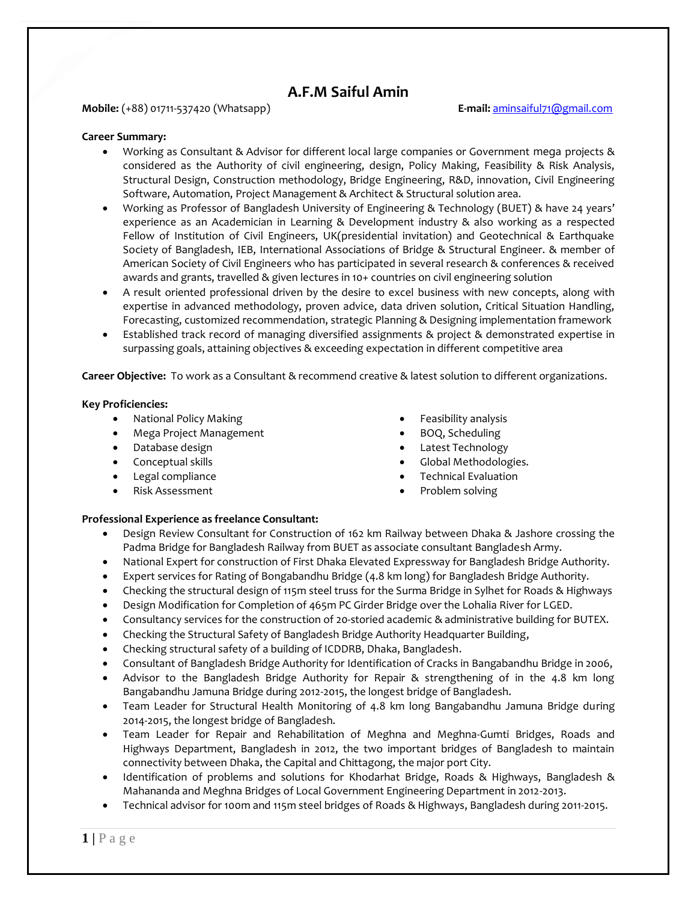# A.F.M Saiful Amin

**Mobile:** (+88) 01711-537420 (Whatsapp) **E-mail:** aminsaiful71@gmail.com

**Career Summary:**

- Working as Consultant & Advisor for different local large companies or Government mega projects & considered as the Authority of civil engineering, design, Policy Making, Feasibility & Risk Analysis, Structural Design, Construction methodology, Bridge Engineering, R&D, innovation, Civil Engineering Software, Automation, Project Management & Architect & Structural solution area.
- Working as Professor of Bangladesh University of Engineering & Technology (BUET) & have 24 years' experience as an Academician in Learning & Development industry & also working as a respected Fellow of Institution of Civil Engineers, UK(presidential invitation) and Geotechnical & Earthquake Society of Bangladesh, IEB, International Associations of Bridge & Structural Engineer. & member of American Society of Civil Engineers who has participated in several research & conferences & received awards and grants, travelled & given lectures in 10+ countries on civil engineering solution
- A result oriented professional driven by the desire to excel business with new concepts, along with expertise in advanced methodology, proven advice, data driven solution, Critical Situation Handling, Forecasting, customized recommendation, strategic Planning & Designing implementation framework
- Established track record of managing diversified assignments & project & demonstrated expertise in surpassing goals, attaining objectives & exceeding expectation in different competitive area

**Career Objective:** To work as a Consultant & recommend creative & latest solution to different organizations.

**Key Proficiencies:**

- National Policy Making
- Mega Project Management
- Database design
- Conceptual skills
- Legal compliance
- Risk Assessment
- Feasibility analysis
- BOQ, Scheduling
- Latest Technology
- Global Methodologies.
- Technical Evaluation
- Problem solving

**Professional Experience as freelance Consultant:**

- Design Review Consultant for Construction of 162 km Railway between Dhaka & Jashore crossing the Padma Bridge for Bangladesh Railway from BUET as associate consultant Bangladesh Army.
- National Expert for construction of First Dhaka Elevated Expressway for Bangladesh Bridge Authority.
- Expert services for Rating of Bongabandhu Bridge (4.8 km long) for Bangladesh Bridge Authority.
- Checking the structural design of 115m steel truss for the Surma Bridge in Sylhet for Roads & Highways
- Design Modification for Completion of 465m PC Girder Bridge over the Lohalia River for LGED.
- Consultancy services for the construction of 20-storied academic & administrative building for BUTEX.
- Checking the Structural Safety of Bangladesh Bridge Authority Headquarter Building,
- Checking structural safety of a building of ICDDRB, Dhaka, Bangladesh.
- Consultant of Bangladesh Bridge Authority for Identification of Cracks in Bangabandhu Bridge in 2006,
- Advisor to the Bangladesh Bridge Authority for Repair & strengthening of in the 4.8 km long Bangabandhu Jamuna Bridge during 2012-2015, the longest bridge of Bangladesh.
- Team Leader for Structural Health Monitoring of 4.8 km long Bangabandhu Jamuna Bridge during 2014-2015, the longest bridge of Bangladesh.
- Team Leader for Repair and Rehabilitation of Meghna and Meghna-Gumti Bridges, Roads and Highways Department, Bangladesh in 2012, the two important bridges of Bangladesh to maintain connectivity between Dhaka, the Capital and Chittagong, the major port City.
- Identification of problems and solutions for Khodarhat Bridge, Roads & Highways, Bangladesh & Mahananda and Meghna Bridges of Local Government Engineering Department in 2012-2013.
- Technical advisor for 100m and 115m steel bridges of Roads & Highways, Bangladesh during 2011-2015.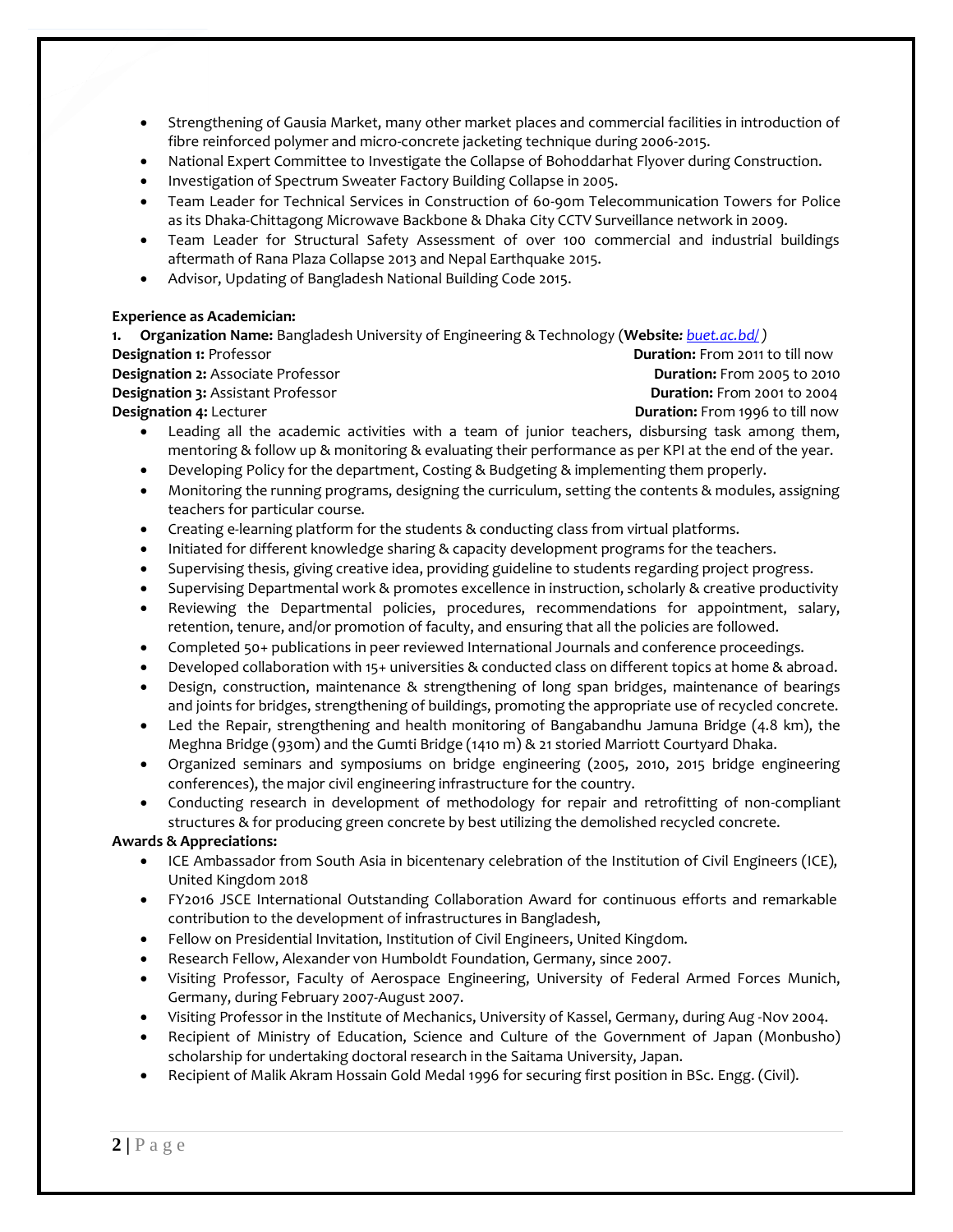- Strengthening of Gausia Market, many other market places and commercial facilities in introduction of fibre reinforced polymer and micro-concrete jacketing technique during 2006-2015.
- National Expert Committee to Investigate the Collapse of Bohoddarhat Flyover during Construction.
- Investigation of Spectrum Sweater Factory Building Collapse in 2005.
- Team Leader for Technical Services in Construction of 60-90m Telecommunication Towers for Police as its Dhaka-Chittagong Microwave Backbone & Dhaka City CCTV Surveillance network in 2009.
- Team Leader for Structural Safety Assessment of over 100 commercial and industrial buildings aftermath of Rana Plaza Collapse 2013 and Nepal Earthquake 2015.
- Advisor, Updating of Bangladesh National Building Code 2015.

**Experience as Academician:**

1. **Organization Name:** Bangladesh University of Engineering & Technology (**Website:** *buet.ac.bd/* )

**Designation 1:** Professor **Duration:** From 2011 to till now
**Designation 2:** Associate Professor **Duration:** From 2005 to 2010
**Designation 3:** Assistant Professor **Duration:** From 2001 to 2004
**Designation 4:** Lecturer **Duration:** From 1996 to till now

- Leading all the academic activities with a team of junior teachers, disbursing task among them, mentoring & follow up & monitoring & evaluating their performance as per KPI at the end of the year.
- Developing Policy for the department, Costing & Budgeting & implementing them properly.
- Monitoring the running programs, designing the curriculum, setting the contents & modules, assigning teachers for particular course.
- Creating e-learning platform for the students & conducting class from virtual platforms.
- Initiated for different knowledge sharing & capacity development programs for the teachers.
- Supervising thesis, giving creative idea, providing guideline to students regarding project progress.
- Supervising Departmental work & promotes excellence in instruction, scholarly & creative productivity
- Reviewing the Departmental policies, procedures, recommendations for appointment, salary, retention, tenure, and/or promotion of faculty, and ensuring that all the policies are followed.
- Completed 50+ publications in peer reviewed International Journals and conference proceedings.
- Developed collaboration with 15+ universities & conducted class on different topics at home & abroad.
- Design, construction, maintenance & strengthening of long span bridges, maintenance of bearings and joints for bridges, strengthening of buildings, promoting the appropriate use of recycled concrete.
- Led the Repair, strengthening and health monitoring of Bangabandhu Jamuna Bridge (4.8 km), the Meghna Bridge (930m) and the Gumti Bridge (1410 m) & 21 storied Marriott Courtyard Dhaka.
- Organized seminars and symposiums on bridge engineering (2005, 2010, 2015 bridge engineering conferences), the major civil engineering infrastructure for the country.
- Conducting research in development of methodology for repair and retrofitting of non-compliant structures & for producing green concrete by best utilizing the demolished recycled concrete.

**Awards & Appreciations:**

- ICE Ambassador from South Asia in bicentenary celebration of the Institution of Civil Engineers (ICE), United Kingdom 2018
- FY2016 JSCE International Outstanding Collaboration Award for continuous efforts and remarkable contribution to the development of infrastructures in Bangladesh,
- Fellow on Presidential Invitation, Institution of Civil Engineers, United Kingdom.
- Research Fellow, Alexander von Humboldt Foundation, Germany, since 2007.
- Visiting Professor, Faculty of Aerospace Engineering, University of Federal Armed Forces Munich, Germany, during February 2007-August 2007.
- Visiting Professor in the Institute of Mechanics, University of Kassel, Germany, during Aug -Nov 2004.
- Recipient of Ministry of Education, Science and Culture of the Government of Japan (Monbusho) scholarship for undertaking doctoral research in the Saitama University, Japan.
- Recipient of Malik Akram Hossain Gold Medal 1996 for securing first position in BSc. Engg. (Civil).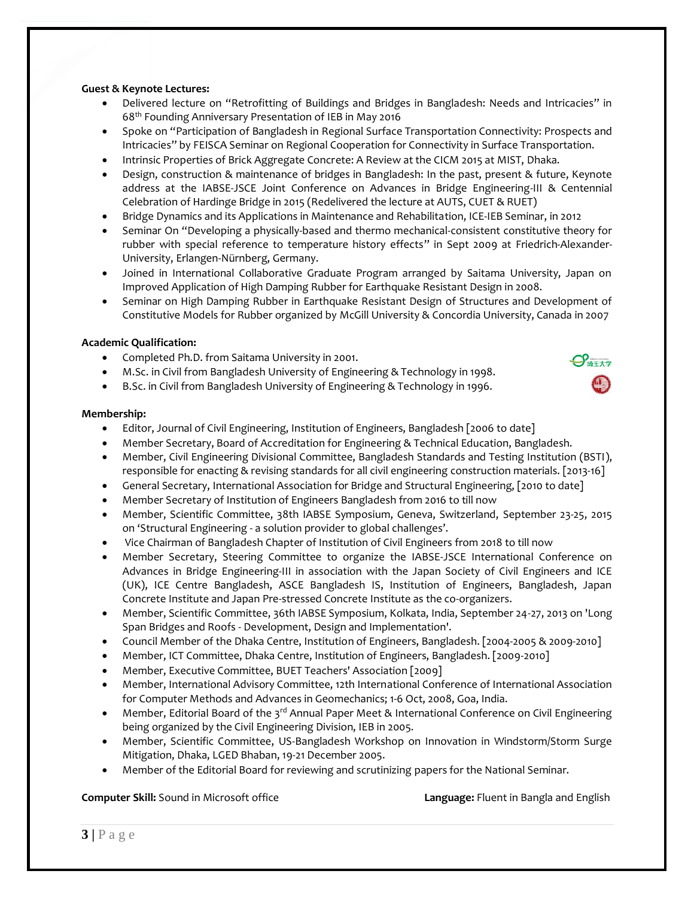**Guest & Keynote Lectures:**

- Delivered lecture on "Retrofitting of Buildings and Bridges in Bangladesh: Needs and Intricacies" in 68th Founding Anniversary Presentation of IEB in May 2016
- Spoke on "Participation of Bangladesh in Regional Surface Transportation Connectivity: Prospects and Intricacies" by FEISCA Seminar on Regional Cooperation for Connectivity in Surface Transportation.
- Intrinsic Properties of Brick Aggregate Concrete: A Review at the CICM 2015 at MIST, Dhaka.
- Design, construction & maintenance of bridges in Bangladesh: In the past, present & future, Keynote address at the IABSE-JSCE Joint Conference on Advances in Bridge Engineering-III & Centennial Celebration of Hardinge Bridge in 2015 (Redelivered the lecture at AUTS, CUET & RUET)
- Bridge Dynamics and its Applications in Maintenance and Rehabilitation, ICE-IEB Seminar, in 2012
- Seminar On "Developing a physically-based and thermo mechanical-consistent constitutive theory for rubber with special reference to temperature history effects" in Sept 2009 at Friedrich-Alexander-University, Erlangen-Nürnberg, Germany.
- Joined in International Collaborative Graduate Program arranged by Saitama University, Japan on Improved Application of High Damping Rubber for Earthquake Resistant Design in 2008.
- Seminar on High Damping Rubber in Earthquake Resistant Design of Structures and Development of Constitutive Models for Rubber organized by McGill University & Concordia University, Canada in 2007

**Academic Qualification:**

- Completed Ph.D. from Saitama University in 2001.
- M.Sc. in Civil from Bangladesh University of Engineering & Technology in 1998.
- B.Sc. in Civil from Bangladesh University of Engineering & Technology in 1996.

**Membership:**

- Editor, Journal of Civil Engineering, Institution of Engineers, Bangladesh [2006 to date]
- Member Secretary, Board of Accreditation for Engineering & Technical Education, Bangladesh.
- Member, Civil Engineering Divisional Committee, Bangladesh Standards and Testing Institution (BSTI), responsible for enacting & revising standards for all civil engineering construction materials. [2013-16]
- General Secretary, International Association for Bridge and Structural Engineering, [2010 to date]
- Member Secretary of Institution of Engineers Bangladesh from 2016 to till now
- Member, Scientific Committee, 38th IABSE Symposium, Geneva, Switzerland, September 23-25, 2015 on 'Structural Engineering - a solution provider to global challenges'.
- Vice Chairman of Bangladesh Chapter of Institution of Civil Engineers from 2018 to till now
- Member Secretary, Steering Committee to organize the IABSE-JSCE International Conference on Advances in Bridge Engineering-III in association with the Japan Society of Civil Engineers and ICE (UK), ICE Centre Bangladesh, ASCE Bangladesh IS, Institution of Engineers, Bangladesh, Japan Concrete Institute and Japan Pre-stressed Concrete Institute as the co-organizers.
- Member, Scientific Committee, 36th IABSE Symposium, Kolkata, India, September 24-27, 2013 on 'Long Span Bridges and Roofs - Development, Design and Implementation'.
- Council Member of the Dhaka Centre, Institution of Engineers, Bangladesh. [2004-2005 & 2009-2010]
- Member, ICT Committee, Dhaka Centre, Institution of Engineers, Bangladesh. [2009-2010]
- Member, Executive Committee, BUET Teachers' Association [2009]
- Member, International Advisory Committee, 12th International Conference of International Association for Computer Methods and Advances in Geomechanics; 1-6 Oct, 2008, Goa, India.
- Member, Editorial Board of the 3rd Annual Paper Meet & International Conference on Civil Engineering being organized by the Civil Engineering Division, IEB in 2005.
- Member, Scientific Committee, US-Bangladesh Workshop on Innovation in Windstorm/Storm Surge Mitigation, Dhaka, LGED Bhaban, 19-21 December 2005.
- Member of the Editorial Board for reviewing and scrutinizing papers for the National Seminar.

**Computer Skill:** Sound in Microsoft office

**Language:** Fluent in Bangla and English